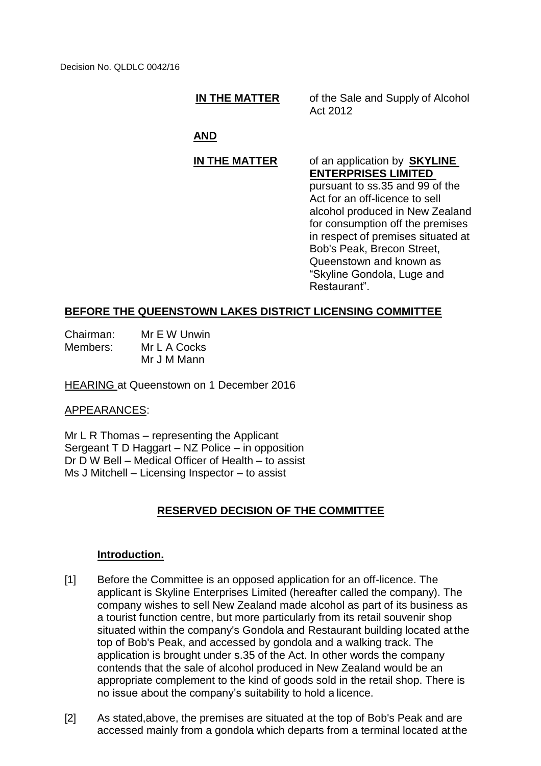Decision No. QLDLC 0042/16

**IN THE MATTER** of the Sale and Supply of Alcohol Act 2012

**AND**

**IN THE MATTER** of an application by **SKYLINE ENTERPRISES LIMITED** pursuant to ss.35 and 99 of the Act for an off-licence to sell alcohol produced in New Zealand for consumption off the premises in respect of premises situated at Bob's Peak, Brecon Street, Queenstown and known as "Skyline Gondola, Luge and Restaurant".

**BEFORE THE QUEENSTOWN LAKES DISTRICT LICENSING COMMITTEE**

Chairman: Mr E W Unwin
Members: Mr L A Cocks
Mr J M Mann

HEARING at Queenstown on 1 December 2016

APPEARANCES:

Mr L R Thomas – representing the Applicant
Sergeant T D Haggart – NZ Police – in opposition
Dr D W Bell – Medical Officer of Health – to assist
Ms J Mitchell – Licensing Inspector – to assist

## RESERVED DECISION OF THE COMMITTEE

### Introduction.

[1] Before the Committee is an opposed application for an off-licence. The applicant is Skyline Enterprises Limited (hereafter called the company). The company wishes to sell New Zealand made alcohol as part of its business as a tourist function centre, but more particularly from its retail souvenir shop situated within the company's Gondola and Restaurant building located at the top of Bob's Peak, and accessed by gondola and a walking track. The application is brought under s.35 of the Act. In other words the company contends that the sale of alcohol produced in New Zealand would be an appropriate complement to the kind of goods sold in the retail shop. There is no issue about the company's suitability to hold a licence.

[2] As stated,above, the premises are situated at the top of Bob's Peak and are accessed mainly from a gondola which departs from a terminal located at the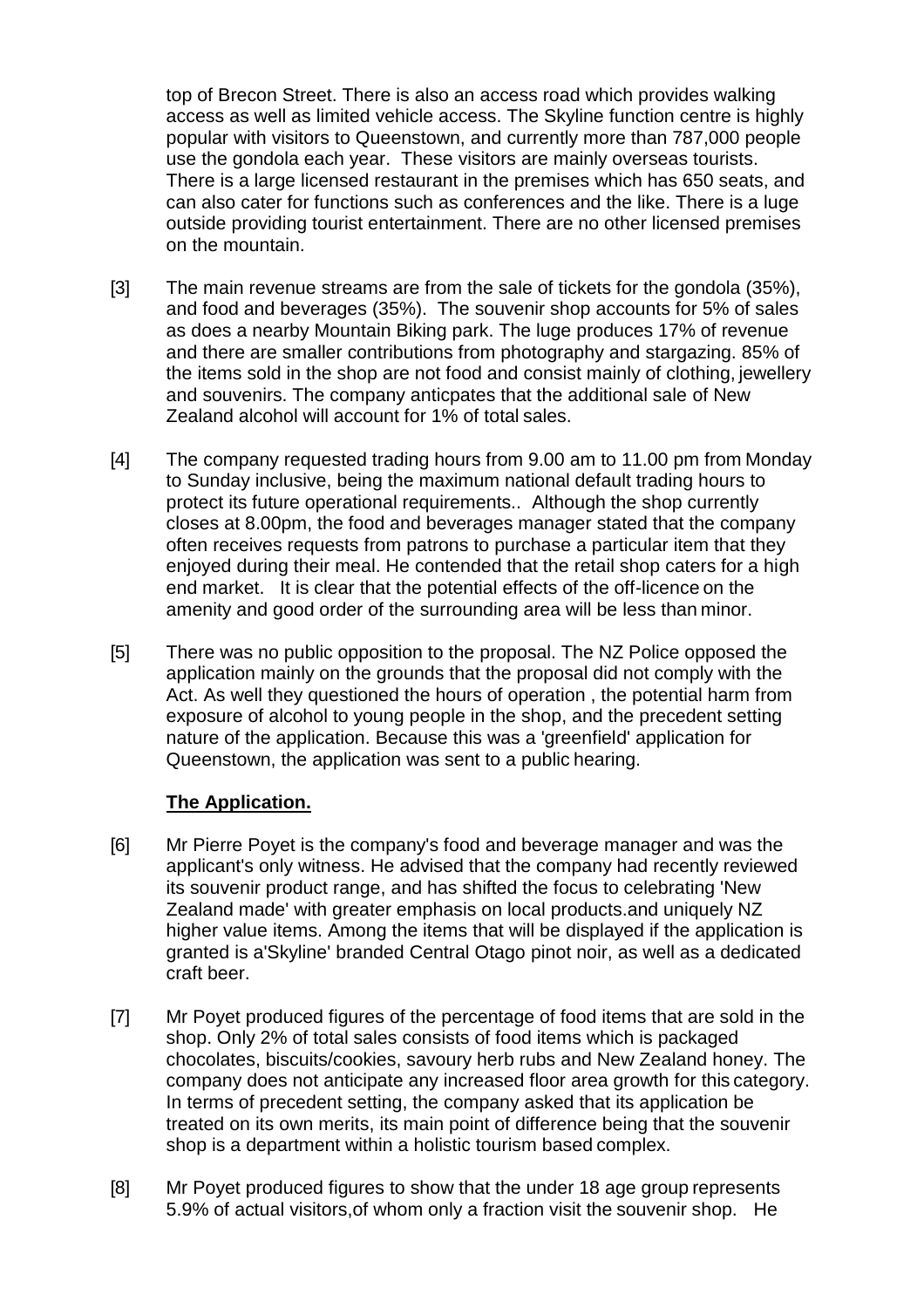top of Brecon Street. There is also an access road which provides walking access as well as limited vehicle access. The Skyline function centre is highly popular with visitors to Queenstown, and currently more than 787,000 people use the gondola each year. These visitors are mainly overseas tourists. There is a large licensed restaurant in the premises which has 650 seats, and can also cater for functions such as conferences and the like. There is a luge outside providing tourist entertainment. There are no other licensed premises on the mountain.

[3] The main revenue streams are from the sale of tickets for the gondola (35%), and food and beverages (35%). The souvenir shop accounts for 5% of sales as does a nearby Mountain Biking park. The luge produces 17% of revenue and there are smaller contributions from photography and stargazing. 85% of the items sold in the shop are not food and consist mainly of clothing, jewellery and souvenirs. The company anticpates that the additional sale of New Zealand alcohol will account for 1% of total sales.

[4] The company requested trading hours from 9.00 am to 11.00 pm from Monday to Sunday inclusive, being the maximum national default trading hours to protect its future operational requirements.. Although the shop currently closes at 8.00pm, the food and beverages manager stated that the company often receives requests from patrons to purchase a particular item that they enjoyed during their meal. He contended that the retail shop caters for a high end market. It is clear that the potential effects of the off-licence on the amenity and good order of the surrounding area will be less than minor.

[5] There was no public opposition to the proposal. The NZ Police opposed the application mainly on the grounds that the proposal did not comply with the Act. As well they questioned the hours of operation , the potential harm from exposure of alcohol to young people in the shop, and the precedent setting nature of the application. Because this was a 'greenfield' application for Queenstown, the application was sent to a public hearing.

**The Application.**

[6] Mr Pierre Poyet is the company's food and beverage manager and was the applicant's only witness. He advised that the company had recently reviewed its souvenir product range, and has shifted the focus to celebrating 'New Zealand made' with greater emphasis on local products.and uniquely NZ higher value items. Among the items that will be displayed if the application is granted is a'Skyline' branded Central Otago pinot noir, as well as a dedicated craft beer.

[7] Mr Poyet produced figures of the percentage of food items that are sold in the shop. Only 2% of total sales consists of food items which is packaged chocolates, biscuits/cookies, savoury herb rubs and New Zealand honey. The company does not anticipate any increased floor area growth for this category. In terms of precedent setting, the company asked that its application be treated on its own merits, its main point of difference being that the souvenir shop is a department within a holistic tourism based complex.

[8] Mr Poyet produced figures to show that the under 18 age group represents 5.9% of actual visitors,of whom only a fraction visit the souvenir shop. He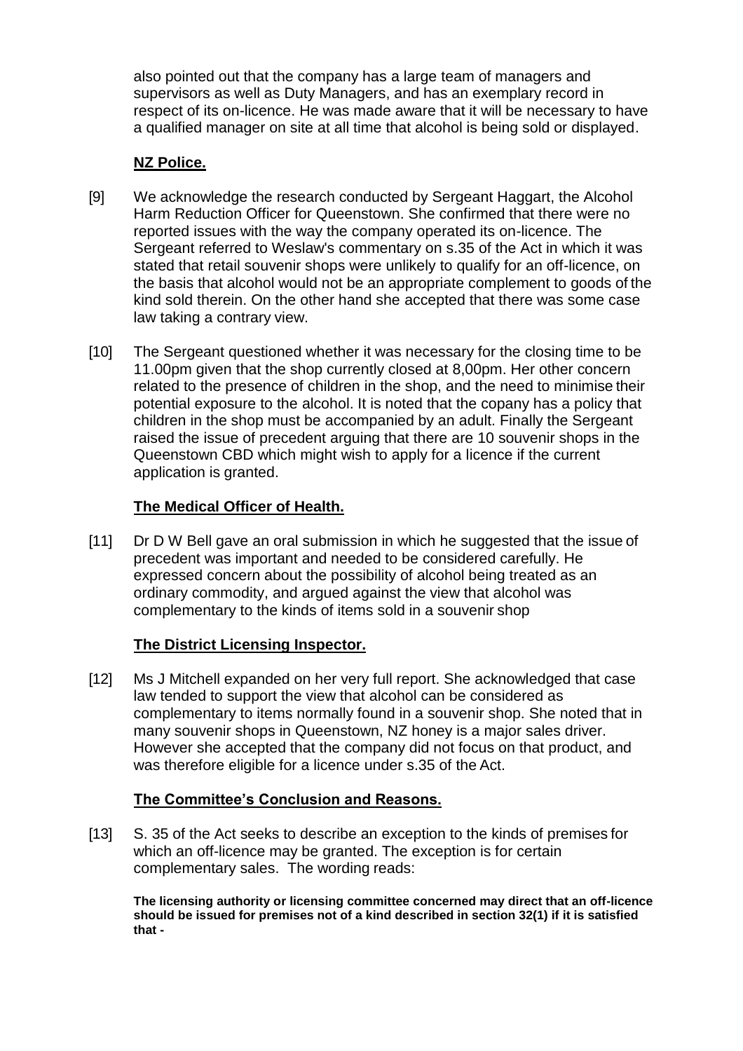also pointed out that the company has a large team of managers and supervisors as well as Duty Managers, and has an exemplary record in respect of its on-licence. He was made aware that it will be necessary to have a qualified manager on site at all time that alcohol is being sold or displayed.

## NZ Police.

[9] We acknowledge the research conducted by Sergeant Haggart, the Alcohol Harm Reduction Officer for Queenstown. She confirmed that there were no reported issues with the way the company operated its on-licence. The Sergeant referred to Weslaw's commentary on s.35 of the Act in which it was stated that retail souvenir shops were unlikely to qualify for an off-licence, on the basis that alcohol would not be an appropriate complement to goods of the kind sold therein. On the other hand she accepted that there was some case law taking a contrary view.

[10] The Sergeant questioned whether it was necessary for the closing time to be 11.00pm given that the shop currently closed at 8,00pm. Her other concern related to the presence of children in the shop, and the need to minimise their potential exposure to the alcohol. It is noted that the copany has a policy that children in the shop must be accompanied by an adult. Finally the Sergeant raised the issue of precedent arguing that there are 10 souvenir shops in the Queenstown CBD which might wish to apply for a licence if the current application is granted.

## The Medical Officer of Health.

[11] Dr D W Bell gave an oral submission in which he suggested that the issue of precedent was important and needed to be considered carefully. He expressed concern about the possibility of alcohol being treated as an ordinary commodity, and argued against the view that alcohol was complementary to the kinds of items sold in a souvenir shop

## The District Licensing Inspector.

[12] Ms J Mitchell expanded on her very full report. She acknowledged that case law tended to support the view that alcohol can be considered as complementary to items normally found in a souvenir shop. She noted that in many souvenir shops in Queenstown, NZ honey is a major sales driver. However she accepted that the company did not focus on that product, and was therefore eligible for a licence under s.35 of the Act.

## The Committee's Conclusion and Reasons.

[13] S. 35 of the Act seeks to describe an exception to the kinds of premises for which an off-licence may be granted. The exception is for certain complementary sales. The wording reads:

**The licensing authority or licensing committee concerned may direct that an off-licence should be issued for premises not of a kind described in section 32(1) if it is satisfied that -**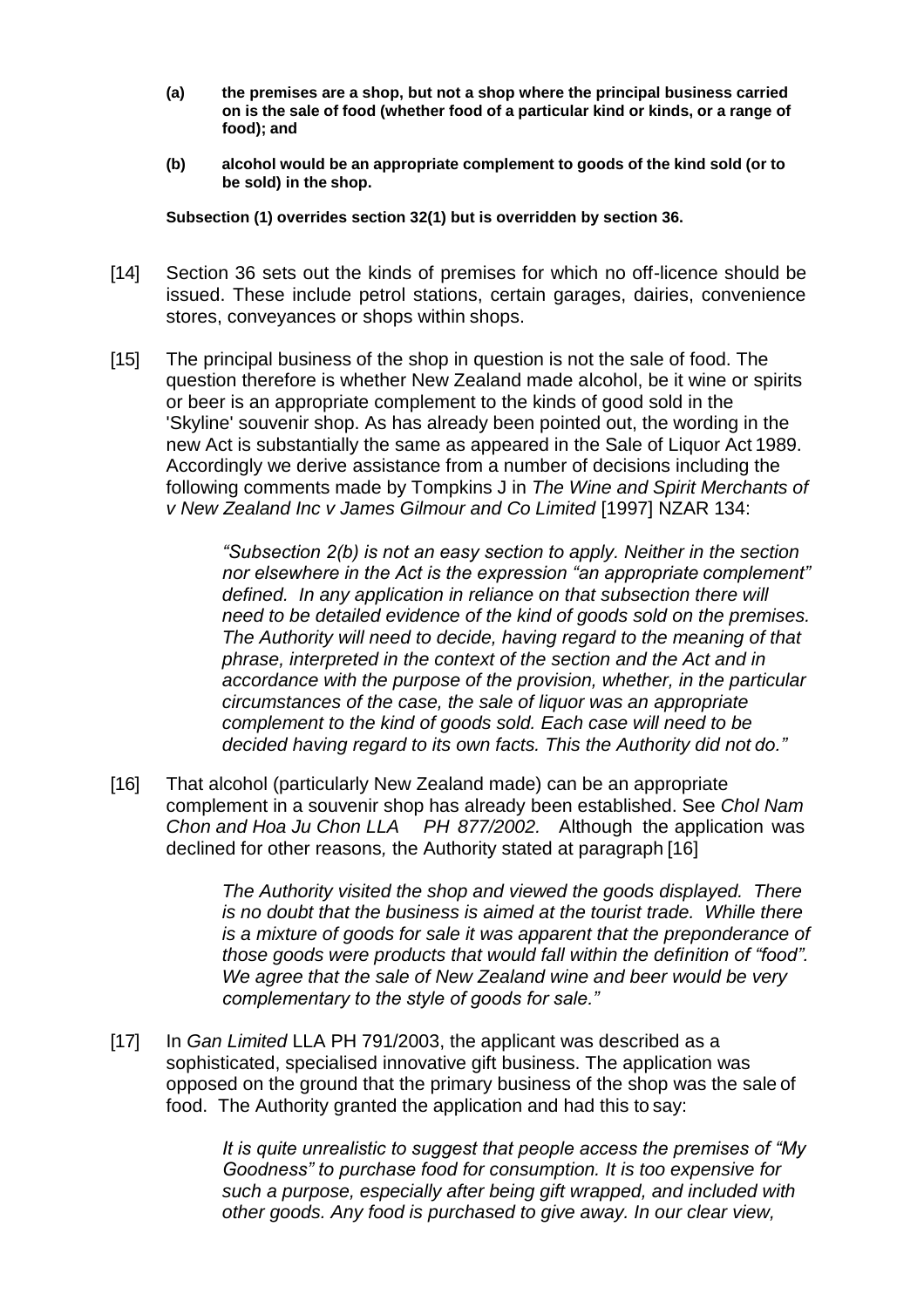> **(a) the premises are a shop, but not a shop where the principal business carried on is the sale of food (whether food of a particular kind or kinds, or a range of food); and**
>
> **(b) alcohol would be an appropriate complement to goods of the kind sold (or to be sold) in the shop.**
>
> **Subsection (1) overrides section 32(1) but is overridden by section 36.**

[14] Section 36 sets out the kinds of premises for which no off-licence should be issued. These include petrol stations, certain garages, dairies, convenience stores, conveyances or shops within shops.

[15] The principal business of the shop in question is not the sale of food. The question therefore is whether New Zealand made alcohol, be it wine or spirits or beer is an appropriate complement to the kinds of good sold in the 'Skyline' souvenir shop. As has already been pointed out, the wording in the new Act is substantially the same as appeared in the Sale of Liquor Act 1989. Accordingly we derive assistance from a number of decisions including the following comments made by Tompkins J in *The Wine and Spirit Merchants of v New Zealand Inc v James Gilmour and Co Limited* [1997] NZAR 134:

> *"Subsection 2(b) is not an easy section to apply. Neither in the section nor elsewhere in the Act is the expression "an appropriate complement" defined. In any application in reliance on that subsection there will need to be detailed evidence of the kind of goods sold on the premises. The Authority will need to decide, having regard to the meaning of that phrase, interpreted in the context of the section and the Act and in accordance with the purpose of the provision, whether, in the particular circumstances of the case, the sale of liquor was an appropriate complement to the kind of goods sold. Each case will need to be decided having regard to its own facts. This the Authority did not do."*

[16] That alcohol (particularly New Zealand made) can be an appropriate complement in a souvenir shop has already been established. See *Chol Nam Chon and Hoa Ju Chon LLA PH 877/2002.* Although the application was declined for other reasons*,* the Authority stated at paragraph [16]

> *The Authority visited the shop and viewed the goods displayed. There is no doubt that the business is aimed at the tourist trade. Whille there is a mixture of goods for sale it was apparent that the preponderance of those goods were products that would fall within the definition of "food". We agree that the sale of New Zealand wine and beer would be very complementary to the style of goods for sale."*

[17] In *Gan Limited* LLA PH 791/2003, the applicant was described as a sophisticated, specialised innovative gift business. The application was opposed on the ground that the primary business of the shop was the sale of food. The Authority granted the application and had this to say:

> *It is quite unrealistic to suggest that people access the premises of "My Goodness" to purchase food for consumption. It is too expensive for such a purpose, especially after being gift wrapped, and included with other goods. Any food is purchased to give away. In our clear view,*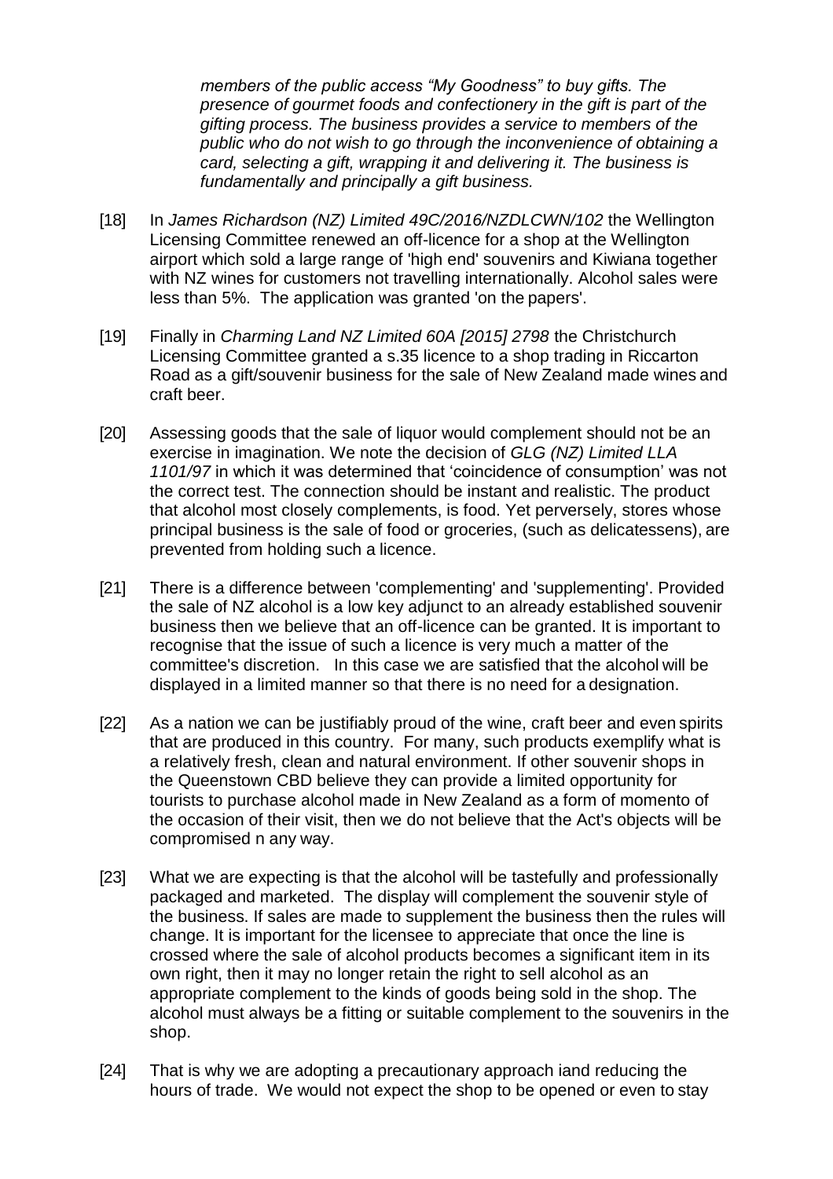> *members of the public access "My Goodness" to buy gifts. The presence of gourmet foods and confectionery in the gift is part of the gifting process. The business provides a service to members of the public who do not wish to go through the inconvenience of obtaining a card, selecting a gift, wrapping it and delivering it. The business is fundamentally and principally a gift business.*

[18] In *James Richardson (NZ) Limited 49C/2016/NZDLCWN/102* the Wellington Licensing Committee renewed an off-licence for a shop at the Wellington airport which sold a large range of 'high end' souvenirs and Kiwiana together with NZ wines for customers not travelling internationally. Alcohol sales were less than 5%. The application was granted 'on the papers'.

[19] Finally in *Charming Land NZ Limited 60A [2015] 2798* the Christchurch Licensing Committee granted a s.35 licence to a shop trading in Riccarton Road as a gift/souvenir business for the sale of New Zealand made wines and craft beer.

[20] Assessing goods that the sale of liquor would complement should not be an exercise in imagination. We note the decision of *GLG (NZ) Limited LLA 1101/97* in which it was determined that 'coincidence of consumption' was not the correct test. The connection should be instant and realistic. The product that alcohol most closely complements, is food. Yet perversely, stores whose principal business is the sale of food or groceries, (such as delicatessens), are prevented from holding such a licence.

[21] There is a difference between 'complementing' and 'supplementing'. Provided the sale of NZ alcohol is a low key adjunct to an already established souvenir business then we believe that an off-licence can be granted. It is important to recognise that the issue of such a licence is very much a matter of the committee's discretion. In this case we are satisfied that the alcohol will be displayed in a limited manner so that there is no need for a designation.

[22] As a nation we can be justifiably proud of the wine, craft beer and even spirits that are produced in this country. For many, such products exemplify what is a relatively fresh, clean and natural environment. If other souvenir shops in the Queenstown CBD believe they can provide a limited opportunity for tourists to purchase alcohol made in New Zealand as a form of momento of the occasion of their visit, then we do not believe that the Act's objects will be compromised n any way.

[23] What we are expecting is that the alcohol will be tastefully and professionally packaged and marketed. The display will complement the souvenir style of the business. If sales are made to supplement the business then the rules will change. It is important for the licensee to appreciate that once the line is crossed where the sale of alcohol products becomes a significant item in its own right, then it may no longer retain the right to sell alcohol as an appropriate complement to the kinds of goods being sold in the shop. The alcohol must always be a fitting or suitable complement to the souvenirs in the shop.

[24] That is why we are adopting a precautionary approach iand reducing the hours of trade. We would not expect the shop to be opened or even to stay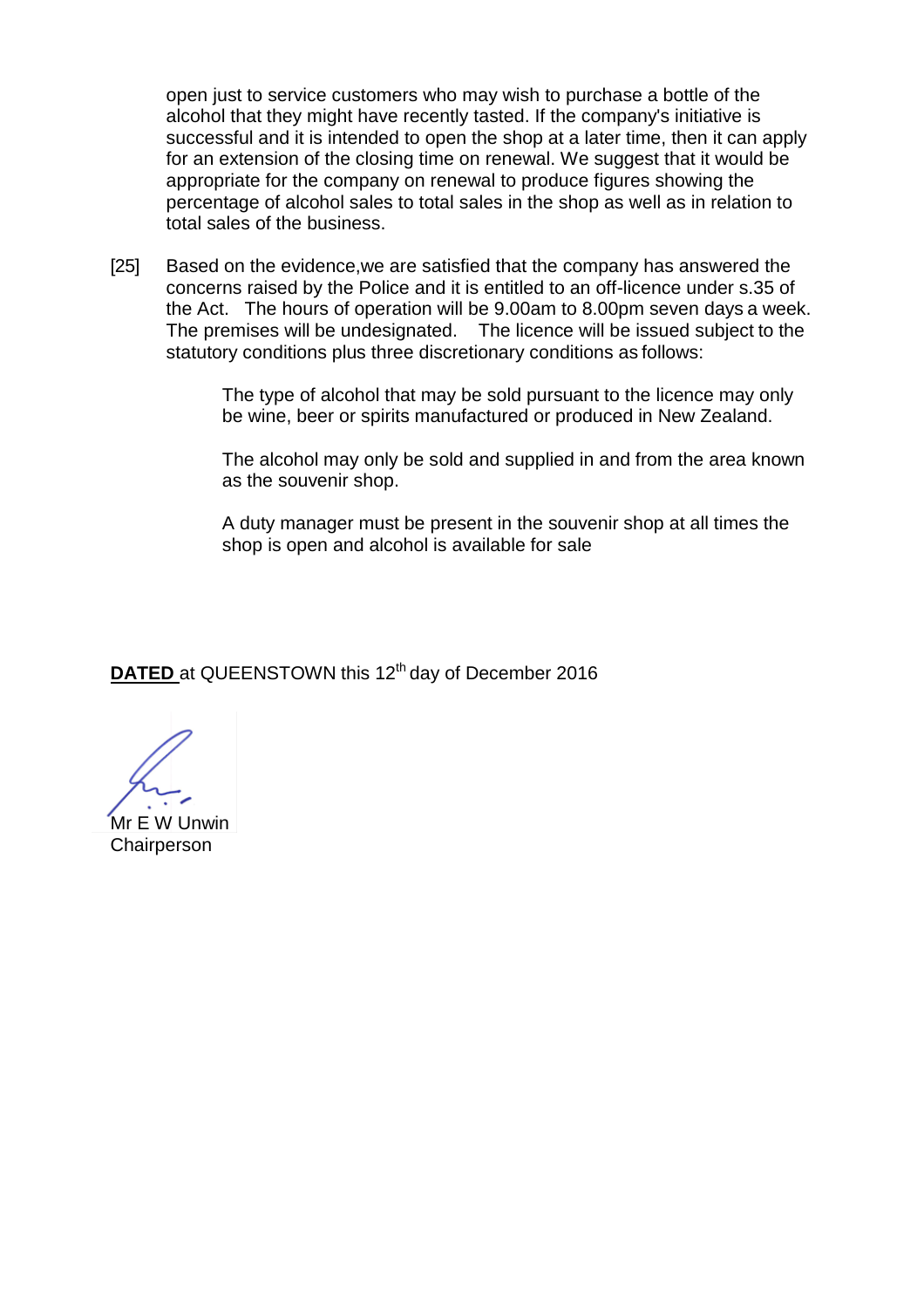open just to service customers who may wish to purchase a bottle of the alcohol that they might have recently tasted. If the company's initiative is successful and it is intended to open the shop at a later time, then it can apply for an extension of the closing time on renewal. We suggest that it would be appropriate for the company on renewal to produce figures showing the percentage of alcohol sales to total sales in the shop as well as in relation to total sales of the business.

[25] Based on the evidence,we are satisfied that the company has answered the concerns raised by the Police and it is entitled to an off-licence under s.35 of the Act. The hours of operation will be 9.00am to 8.00pm seven days a week. The premises will be undesignated. The licence will be issued subject to the statutory conditions plus three discretionary conditions as follows:

> The type of alcohol that may be sold pursuant to the licence may only be wine, beer or spirits manufactured or produced in New Zealand.
>
> The alcohol may only be sold and supplied in and from the area known as the souvenir shop.
>
> A duty manager must be present in the souvenir shop at all times the shop is open and alcohol is available for sale

**DATED** at QUEENSTOWN this 12th day of December 2016

Mr E W Unwin
Chairperson